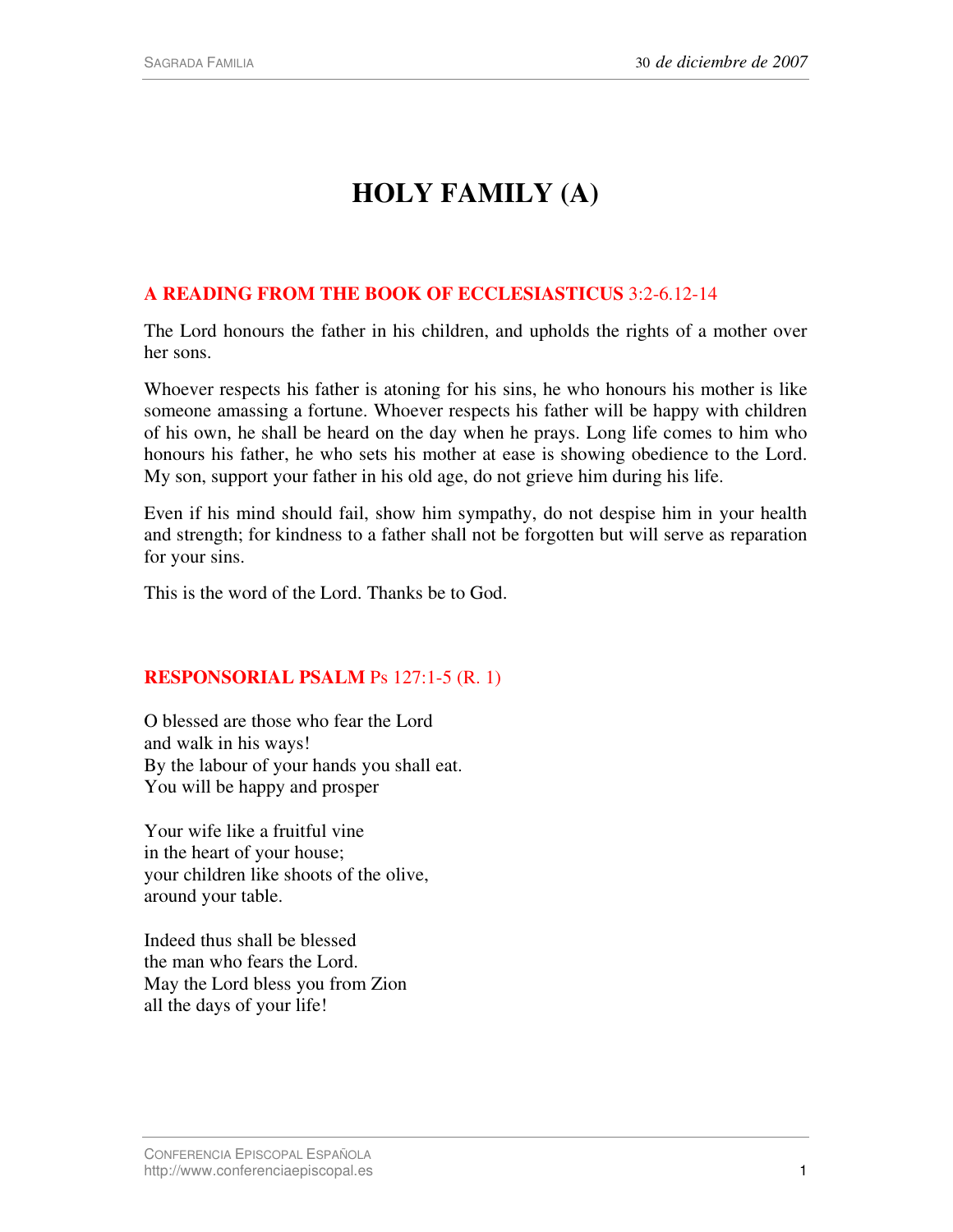# HOLY FAMILY (A)

## A READING FROM THE BOOK OF ECCLESIASTICUS 3:2-6.12-14

The Lord honours the father in his children, and upholds the rights of a mother over her sons.

Whoever respects his father is atoning for his sins, he who honours his mother is like someone amassing a fortune. Whoever respects his father will be happy with children of his own, he shall be heard on the day when he prays. Long life comes to him who honours his father, he who sets his mother at ease is showing obedience to the Lord. My son, support your father in his old age, do not grieve him during his life.

Even if his mind should fail, show him sympathy, do not despise him in your health and strength; for kindness to a father shall not be forgotten but will serve as reparation for your sins.

This is the word of the Lord. Thanks be to God.

## RESPONSORIAL PSALM Ps 127:1-5 (R. 1)

O blessed are those who fear the Lord  
and walk in his ways!  
By the labour of your hands you shall eat.  
You will be happy and prosper

Your wife like a fruitful vine  
in the heart of your house;  
your children like shoots of the olive,  
around your table.

Indeed thus shall be blessed  
the man who fears the Lord.  
May the Lord bless you from Zion  
all the days of your life!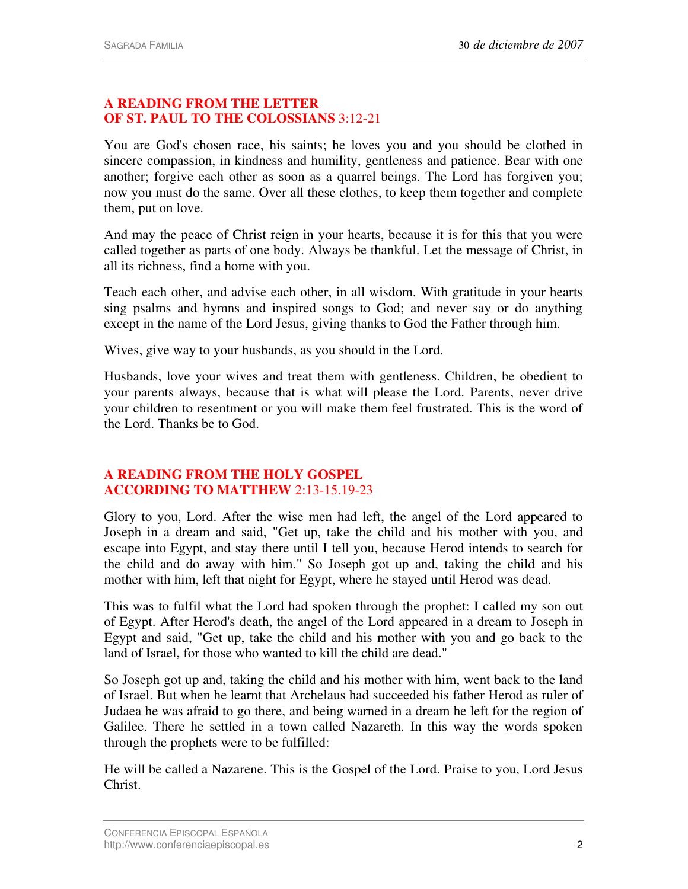## A READING FROM THE LETTER OF ST. PAUL TO THE COLOSSIANS 3:12-21

You are God's chosen race, his saints; he loves you and you should be clothed in sincere compassion, in kindness and humility, gentleness and patience. Bear with one another; forgive each other as soon as a quarrel beings. The Lord has forgiven you; now you must do the same. Over all these clothes, to keep them together and complete them, put on love.

And may the peace of Christ reign in your hearts, because it is for this that you were called together as parts of one body. Always be thankful. Let the message of Christ, in all its richness, find a home with you.

Teach each other, and advise each other, in all wisdom. With gratitude in your hearts sing psalms and hymns and inspired songs to God; and never say or do anything except in the name of the Lord Jesus, giving thanks to God the Father through him.

Wives, give way to your husbands, as you should in the Lord.

Husbands, love your wives and treat them with gentleness. Children, be obedient to your parents always, because that is what will please the Lord. Parents, never drive your children to resentment or you will make them feel frustrated. This is the word of the Lord. Thanks be to God.

## A READING FROM THE HOLY GOSPEL ACCORDING TO MATTHEW 2:13-15.19-23

Glory to you, Lord. After the wise men had left, the angel of the Lord appeared to Joseph in a dream and said, "Get up, take the child and his mother with you, and escape into Egypt, and stay there until I tell you, because Herod intends to search for the child and do away with him." So Joseph got up and, taking the child and his mother with him, left that night for Egypt, where he stayed until Herod was dead.

This was to fulfil what the Lord had spoken through the prophet: I called my son out of Egypt. After Herod's death, the angel of the Lord appeared in a dream to Joseph in Egypt and said, "Get up, take the child and his mother with you and go back to the land of Israel, for those who wanted to kill the child are dead."

So Joseph got up and, taking the child and his mother with him, went back to the land of Israel. But when he learnt that Archelaus had succeeded his father Herod as ruler of Judaea he was afraid to go there, and being warned in a dream he left for the region of Galilee. There he settled in a town called Nazareth. In this way the words spoken through the prophets were to be fulfilled:

He will be called a Nazarene. This is the Gospel of the Lord. Praise to you, Lord Jesus Christ.